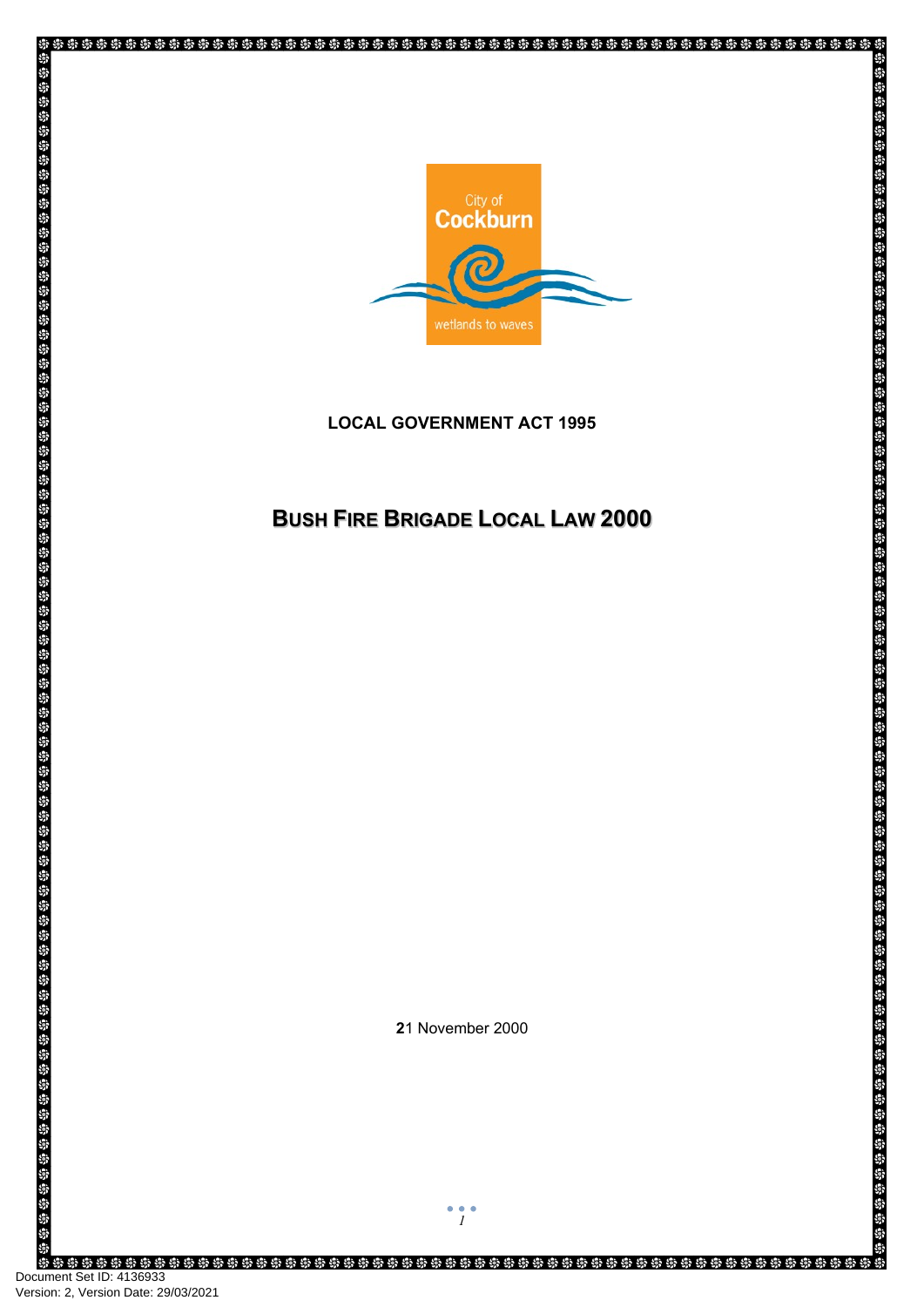City of
Cockburn
wetlands to waves

**LOCAL GOVERNMENT ACT 1995**

# BUSH FIRE BRIGADE LOCAL LAW 2000

21 November 2000

Document Set ID: 4136933
Version: 2, Version Date: 29/03/2021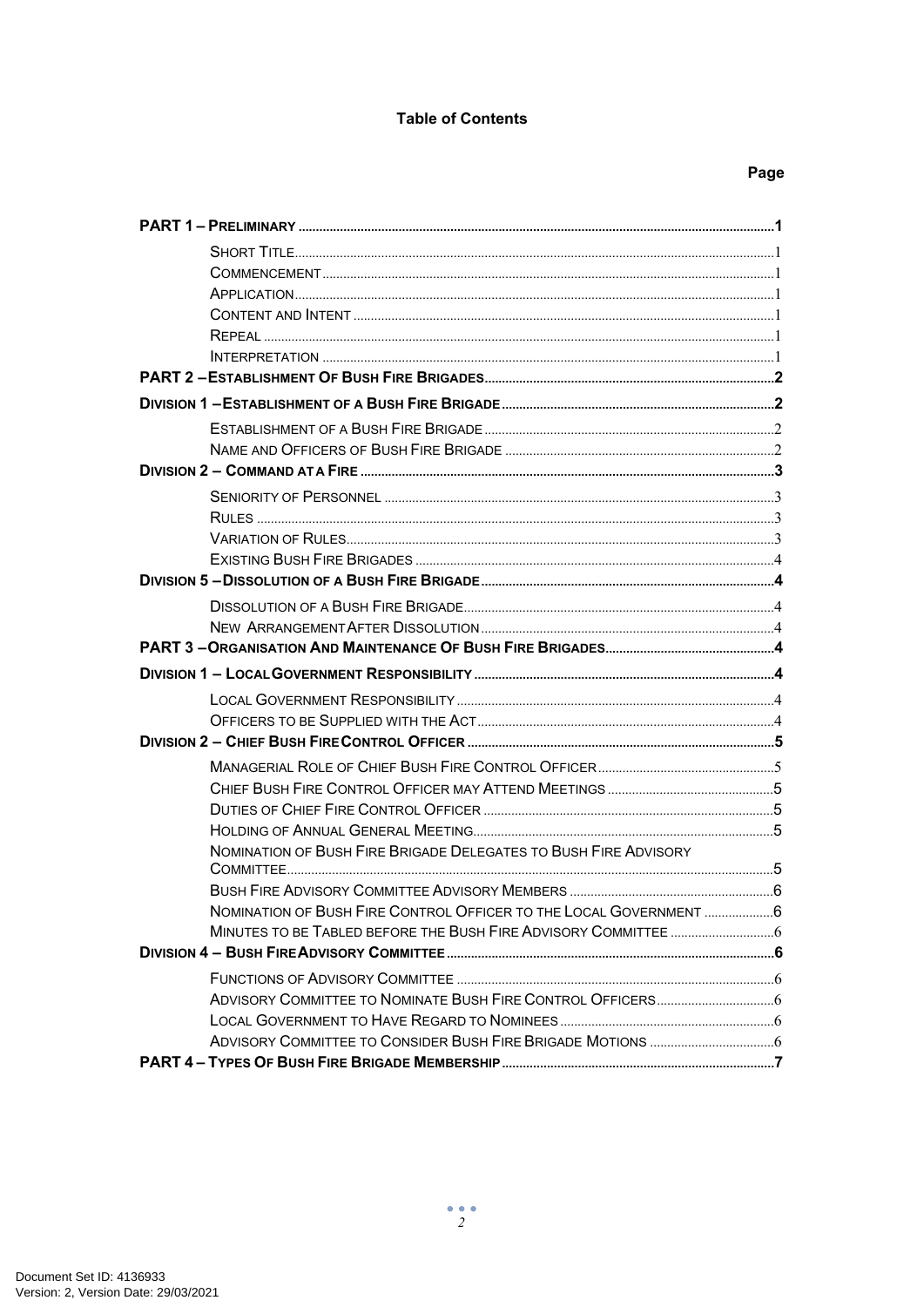**Table of Contents**

**Page**

**PART 1 – PRELIMINARY** ........ **1**

- SHORT TITLE ........ 1
- COMMENCEMENT ........ 1
- APPLICATION ........ 1
- CONTENT AND INTENT ........ 1
- REPEAL ........ 1
- INTERPRETATION ........ 1

**PART 2 – ESTABLISHMENT OF BUSH FIRE BRIGADES** ........ **2**

**DIVISION 1 – ESTABLISHMENT OF A BUSH FIRE BRIGADE** ........ **2**

- ESTABLISHMENT OF A BUSH FIRE BRIGADE ........ 2
- NAME AND OFFICERS OF BUSH FIRE BRIGADE ........ 2

**DIVISION 2 – COMMAND AT A FIRE** ........ **3**

- SENIORITY OF PERSONNEL ........ 3
- RULES ........ 3
- VARIATION OF RULES ........ 3
- EXISTING BUSH FIRE BRIGADES ........ 4

**DIVISION 5 – DISSOLUTION OF A BUSH FIRE BRIGADE** ........ **4**

- DISSOLUTION OF A BUSH FIRE BRIGADE ........ 4
- NEW ARRANGEMENT AFTER DISSOLUTION ........ 4

**PART 3 – ORGANISATION AND MAINTENANCE OF BUSH FIRE BRIGADES** ........ **4**

**DIVISION 1 – LOCAL GOVERNMENT RESPONSIBILITY** ........ **4**

- LOCAL GOVERNMENT RESPONSIBILITY ........ 4
- OFFICERS TO BE SUPPLIED WITH THE ACT ........ 4

**DIVISION 2 – CHIEF BUSH FIRE CONTROL OFFICER** ........ **5**

- MANAGERIAL ROLE OF CHIEF BUSH FIRE CONTROL OFFICER ........ 5
- CHIEF BUSH FIRE CONTROL OFFICER MAY ATTEND MEETINGS ........ 5
- DUTIES OF CHIEF FIRE CONTROL OFFICER ........ 5
- HOLDING OF ANNUAL GENERAL MEETING ........ 5
- NOMINATION OF BUSH FIRE BRIGADE DELEGATES TO BUSH FIRE ADVISORY COMMITTEE ........ 5
- BUSH FIRE ADVISORY COMMITTEE ADVISORY MEMBERS ........ 6
- NOMINATION OF BUSH FIRE CONTROL OFFICER TO THE LOCAL GOVERNMENT ........ 6
- MINUTES TO BE TABLED BEFORE THE BUSH FIRE ADVISORY COMMITTEE ........ 6

**DIVISION 4 – BUSH FIRE ADVISORY COMMITTEE** ........ **6**

- FUNCTIONS OF ADVISORY COMMITTEE ........ 6
- ADVISORY COMMITTEE TO NOMINATE BUSH FIRE CONTROL OFFICERS ........ 6
- LOCAL GOVERNMENT TO HAVE REGARD TO NOMINEES ........ 6
- ADVISORY COMMITTEE TO CONSIDER BUSH FIRE BRIGADE MOTIONS ........ 6

**PART 4 – TYPES OF BUSH FIRE BRIGADE MEMBERSHIP** ........ **7**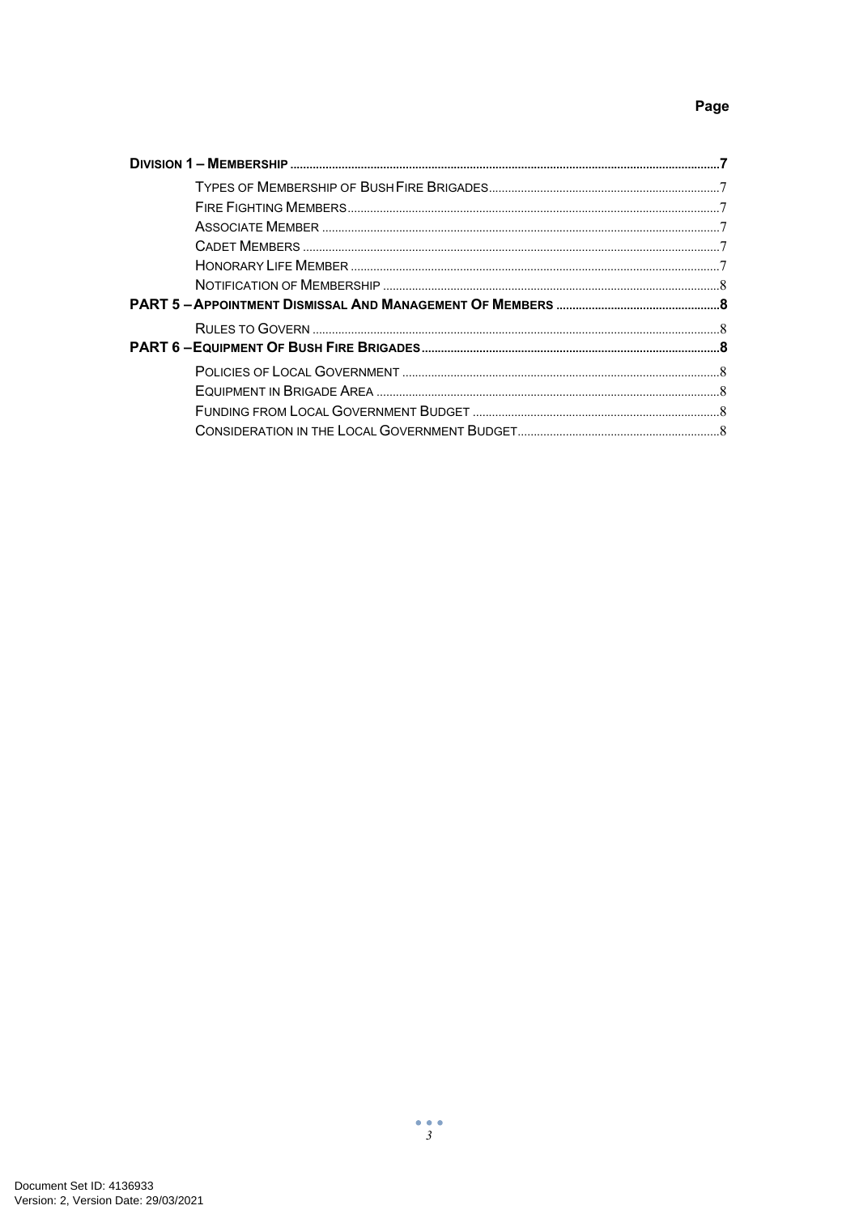Page

| | |
|---|---|
| **DIVISION 1 – MEMBERSHIP** | **7** |
| TYPES OF MEMBERSHIP OF BUSH FIRE BRIGADES | 7 |
| FIRE FIGHTING MEMBERS | 7 |
| ASSOCIATE MEMBER | 7 |
| CADET MEMBERS | 7 |
| HONORARY LIFE MEMBER | 7 |
| NOTIFICATION OF MEMBERSHIP | 8 |
| **PART 5 – APPOINTMENT DISMISSAL AND MANAGEMENT OF MEMBERS** | **8** |
| RULES TO GOVERN | 8 |
| **PART 6 – EQUIPMENT OF BUSH FIRE BRIGADES** | **8** |
| POLICIES OF LOCAL GOVERNMENT | 8 |
| EQUIPMENT IN BRIGADE AREA | 8 |
| FUNDING FROM LOCAL GOVERNMENT BUDGET | 8 |
| CONSIDERATION IN THE LOCAL GOVERNMENT BUDGET | 8 |

Document Set ID: 4136933
Version: 2, Version Date: 29/03/2021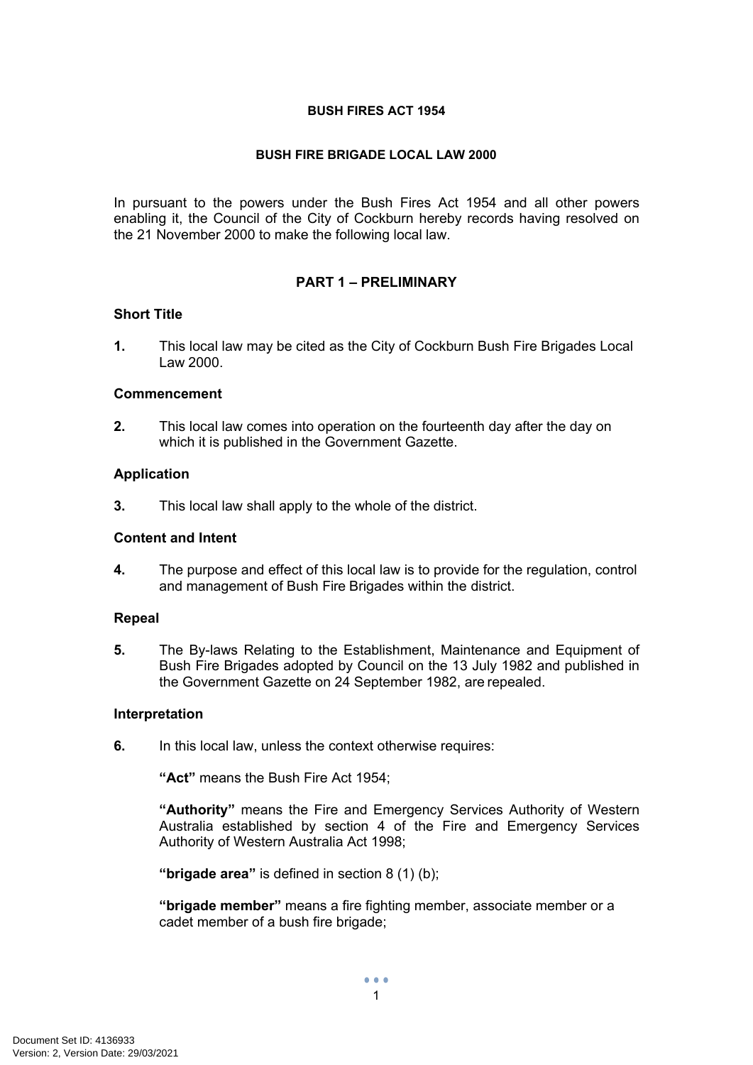**BUSH FIRES ACT 1954**

**BUSH FIRE BRIGADE LOCAL LAW 2000**

In pursuant to the powers under the Bush Fires Act 1954 and all other powers enabling it, the Council of the City of Cockburn hereby records having resolved on the 21 November 2000 to make the following local law.

## PART 1 – PRELIMINARY

### Short Title

**1.** This local law may be cited as the City of Cockburn Bush Fire Brigades Local Law 2000.

### Commencement

**2.** This local law comes into operation on the fourteenth day after the day on which it is published in the Government Gazette.

### Application

**3.** This local law shall apply to the whole of the district.

### Content and Intent

**4.** The purpose and effect of this local law is to provide for the regulation, control and management of Bush Fire Brigades within the district.

### Repeal

**5.** The By-laws Relating to the Establishment, Maintenance and Equipment of Bush Fire Brigades adopted by Council on the 13 July 1982 and published in the Government Gazette on 24 September 1982, are repealed.

### Interpretation

**6.** In this local law, unless the context otherwise requires:

**"Act"** means the Bush Fire Act 1954;

**"Authority"** means the Fire and Emergency Services Authority of Western Australia established by section 4 of the Fire and Emergency Services Authority of Western Australia Act 1998;

**"brigade area"** is defined in section 8 (1) (b);

**"brigade member"** means a fire fighting member, associate member or a cadet member of a bush fire brigade;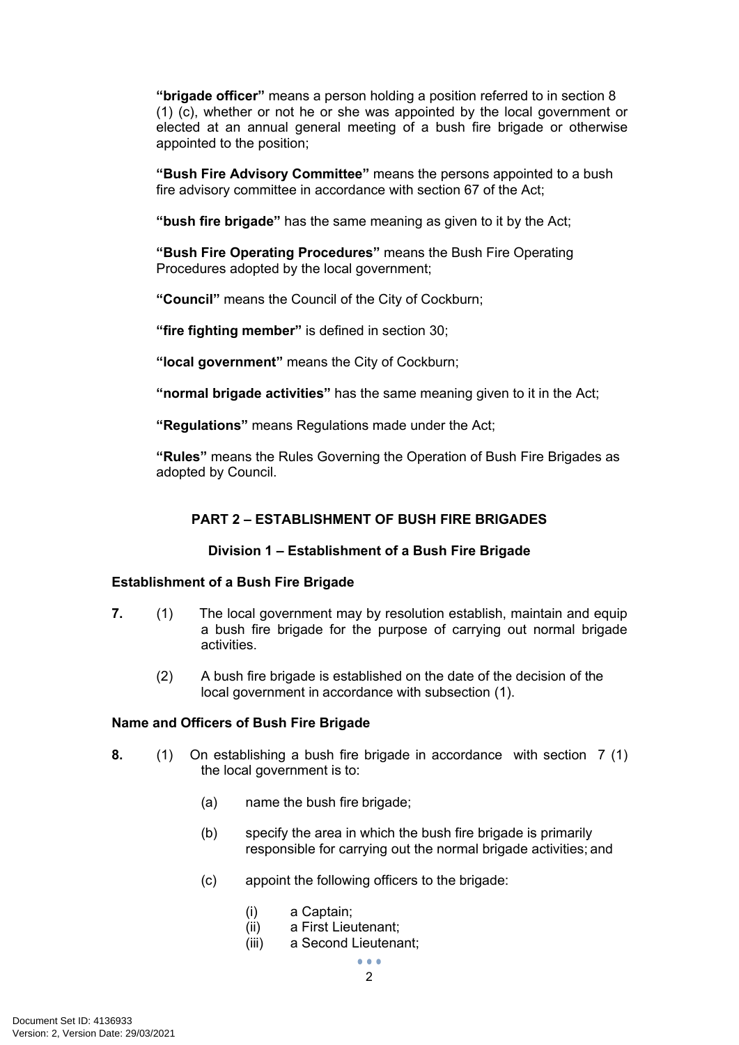**"brigade officer"** means a person holding a position referred to in section 8 (1) (c), whether or not he or she was appointed by the local government or elected at an annual general meeting of a bush fire brigade or otherwise appointed to the position;

**"Bush Fire Advisory Committee"** means the persons appointed to a bush fire advisory committee in accordance with section 67 of the Act;

**"bush fire brigade"** has the same meaning as given to it by the Act;

**"Bush Fire Operating Procedures"** means the Bush Fire Operating Procedures adopted by the local government;

**"Council"** means the Council of the City of Cockburn;

**"fire fighting member"** is defined in section 30;

**"local government"** means the City of Cockburn;

**"normal brigade activities"** has the same meaning given to it in the Act;

**"Regulations"** means Regulations made under the Act;

**"Rules"** means the Rules Governing the Operation of Bush Fire Brigades as adopted by Council.

## PART 2 – ESTABLISHMENT OF BUSH FIRE BRIGADES

### Division 1 – Establishment of a Bush Fire Brigade

**Establishment of a Bush Fire Brigade**

**7.** (1) The local government may by resolution establish, maintain and equip a bush fire brigade for the purpose of carrying out normal brigade activities.

(2) A bush fire brigade is established on the date of the decision of the local government in accordance with subsection (1).

**Name and Officers of Bush Fire Brigade**

**8.** (1) On establishing a bush fire brigade in accordance with section 7 (1) the local government is to:

(a) name the bush fire brigade;

(b) specify the area in which the bush fire brigade is primarily responsible for carrying out the normal brigade activities; and

(c) appoint the following officers to the brigade:

(i) a Captain;
(ii) a First Lieutenant;
(iii) a Second Lieutenant;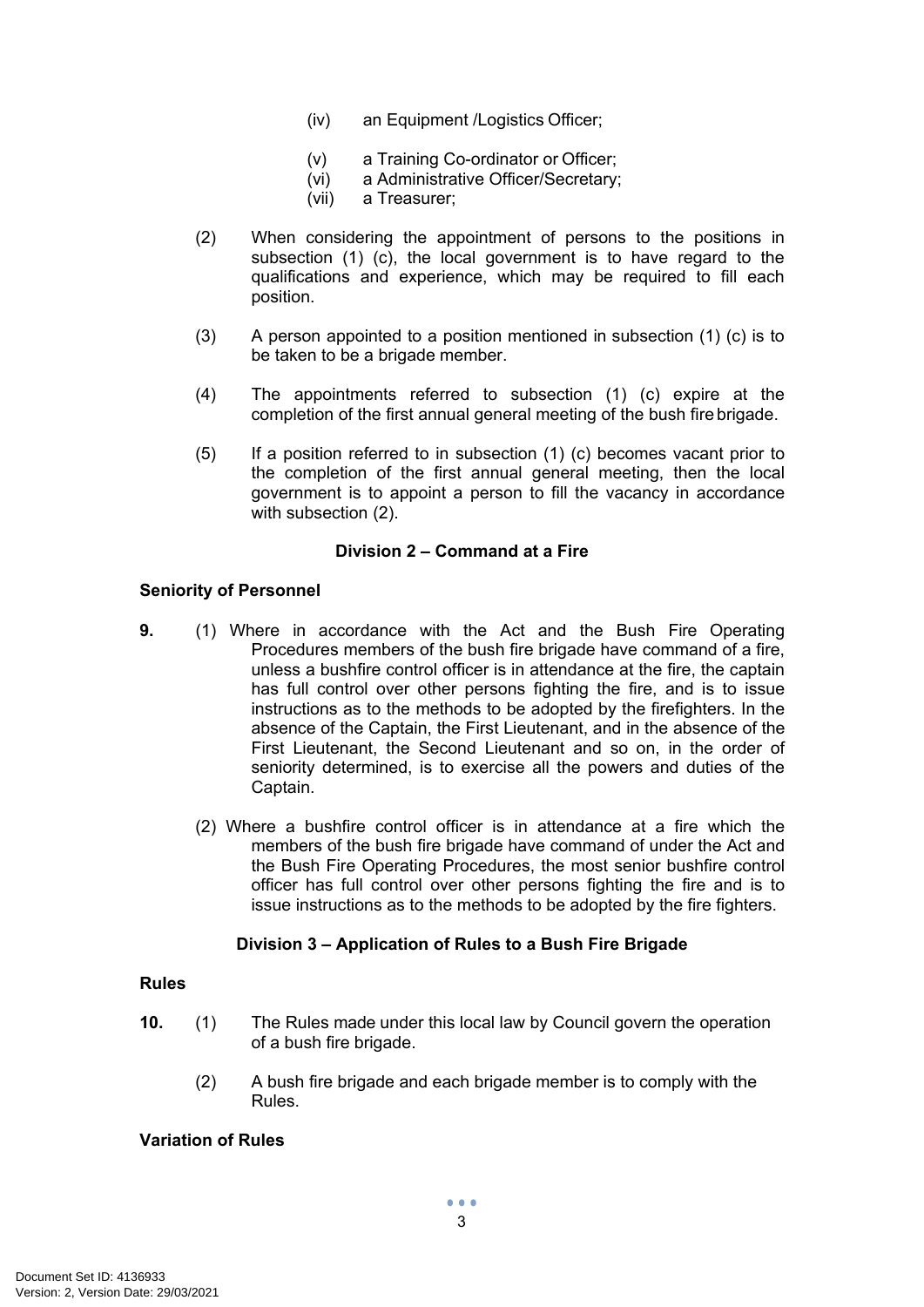(iv) an Equipment /Logistics Officer;

(v) a Training Co-ordinator or Officer;
(vi) a Administrative Officer/Secretary;
(vii) a Treasurer;

(2) When considering the appointment of persons to the positions in subsection (1) (c), the local government is to have regard to the qualifications and experience, which may be required to fill each position.

(3) A person appointed to a position mentioned in subsection (1) (c) is to be taken to be a brigade member.

(4) The appointments referred to subsection (1) (c) expire at the completion of the first annual general meeting of the bush fire brigade.

(5) If a position referred to in subsection (1) (c) becomes vacant prior to the completion of the first annual general meeting, then the local government is to appoint a person to fill the vacancy in accordance with subsection (2).

### Division 2 – Command at a Fire

**Seniority of Personnel**

**9.** (1) Where in accordance with the Act and the Bush Fire Operating Procedures members of the bush fire brigade have command of a fire, unless a bushfire control officer is in attendance at the fire, the captain has full control over other persons fighting the fire, and is to issue instructions as to the methods to be adopted by the firefighters. In the absence of the Captain, the First Lieutenant, and in the absence of the First Lieutenant, the Second Lieutenant and so on, in the order of seniority determined, is to exercise all the powers and duties of the Captain.

(2) Where a bushfire control officer is in attendance at a fire which the members of the bush fire brigade have command of under the Act and the Bush Fire Operating Procedures, the most senior bushfire control officer has full control over other persons fighting the fire and is to issue instructions as to the methods to be adopted by the fire fighters.

### Division 3 – Application of Rules to a Bush Fire Brigade

**Rules**

**10.** (1) The Rules made under this local law by Council govern the operation of a bush fire brigade.

(2) A bush fire brigade and each brigade member is to comply with the Rules.

**Variation of Rules**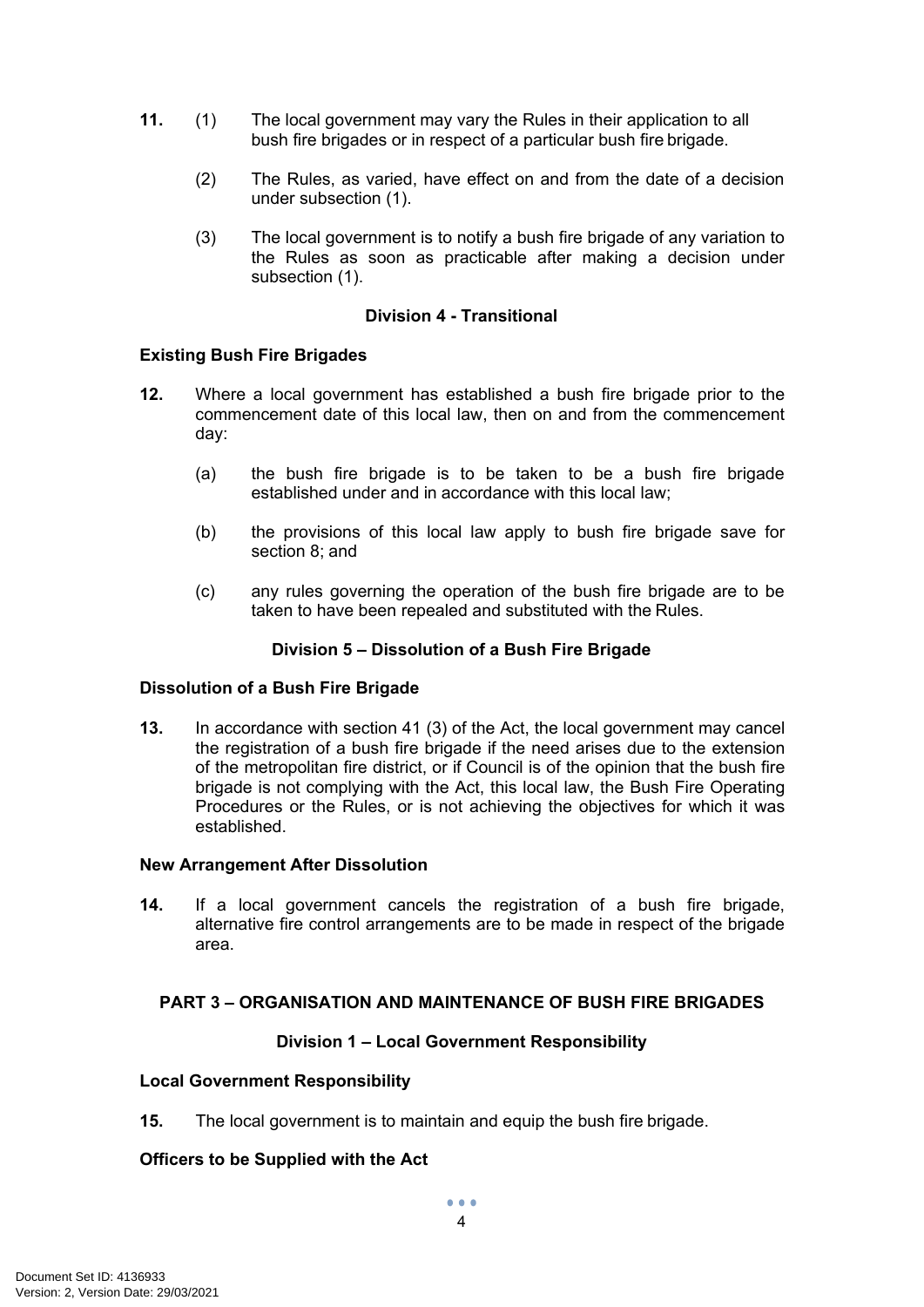**11.** (1) The local government may vary the Rules in their application to all bush fire brigades or in respect of a particular bush fire brigade.

(2) The Rules, as varied, have effect on and from the date of a decision under subsection (1).

(3) The local government is to notify a bush fire brigade of any variation to the Rules as soon as practicable after making a decision under subsection (1).

### Division 4 - Transitional

**Existing Bush Fire Brigades**

**12.** Where a local government has established a bush fire brigade prior to the commencement date of this local law, then on and from the commencement day:

(a) the bush fire brigade is to be taken to be a bush fire brigade established under and in accordance with this local law;

(b) the provisions of this local law apply to bush fire brigade save for section 8; and

(c) any rules governing the operation of the bush fire brigade are to be taken to have been repealed and substituted with the Rules.

### Division 5 – Dissolution of a Bush Fire Brigade

**Dissolution of a Bush Fire Brigade**

**13.** In accordance with section 41 (3) of the Act, the local government may cancel the registration of a bush fire brigade if the need arises due to the extension of the metropolitan fire district, or if Council is of the opinion that the bush fire brigade is not complying with the Act, this local law, the Bush Fire Operating Procedures or the Rules, or is not achieving the objectives for which it was established.

**New Arrangement After Dissolution**

**14.** If a local government cancels the registration of a bush fire brigade, alternative fire control arrangements are to be made in respect of the brigade area.

## PART 3 – ORGANISATION AND MAINTENANCE OF BUSH FIRE BRIGADES

### Division 1 – Local Government Responsibility

**Local Government Responsibility**

**15.** The local government is to maintain and equip the bush fire brigade.

**Officers to be Supplied with the Act**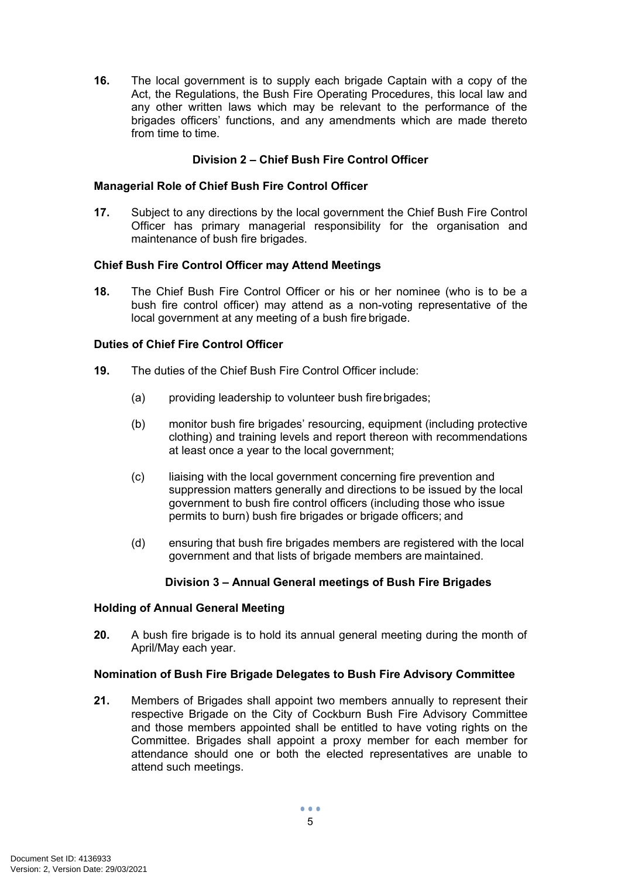**16.** The local government is to supply each brigade Captain with a copy of the Act, the Regulations, the Bush Fire Operating Procedures, this local law and any other written laws which may be relevant to the performance of the brigades officers' functions, and any amendments which are made thereto from time to time.

## Division 2 – Chief Bush Fire Control Officer

### Managerial Role of Chief Bush Fire Control Officer

**17.** Subject to any directions by the local government the Chief Bush Fire Control Officer has primary managerial responsibility for the organisation and maintenance of bush fire brigades.

### Chief Bush Fire Control Officer may Attend Meetings

**18.** The Chief Bush Fire Control Officer or his or her nominee (who is to be a bush fire control officer) may attend as a non-voting representative of the local government at any meeting of a bush fire brigade.

### Duties of Chief Fire Control Officer

**19.** The duties of the Chief Bush Fire Control Officer include:

(a) providing leadership to volunteer bush fire brigades;

(b) monitor bush fire brigades' resourcing, equipment (including protective clothing) and training levels and report thereon with recommendations at least once a year to the local government;

(c) liaising with the local government concerning fire prevention and suppression matters generally and directions to be issued by the local government to bush fire control officers (including those who issue permits to burn) bush fire brigades or brigade officers; and

(d) ensuring that bush fire brigades members are registered with the local government and that lists of brigade members are maintained.

## Division 3 – Annual General meetings of Bush Fire Brigades

### Holding of Annual General Meeting

**20.** A bush fire brigade is to hold its annual general meeting during the month of April/May each year.

### Nomination of Bush Fire Brigade Delegates to Bush Fire Advisory Committee

**21.** Members of Brigades shall appoint two members annually to represent their respective Brigade on the City of Cockburn Bush Fire Advisory Committee and those members appointed shall be entitled to have voting rights on the Committee. Brigades shall appoint a proxy member for each member for attendance should one or both the elected representatives are unable to attend such meetings.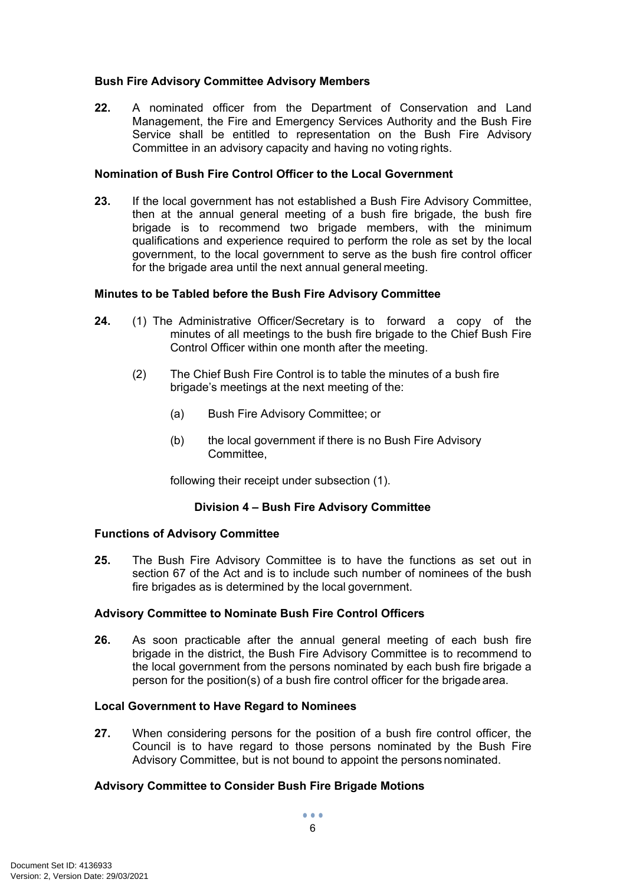**Bush Fire Advisory Committee Advisory Members**

**22.** A nominated officer from the Department of Conservation and Land Management, the Fire and Emergency Services Authority and the Bush Fire Service shall be entitled to representation on the Bush Fire Advisory Committee in an advisory capacity and having no voting rights.

**Nomination of Bush Fire Control Officer to the Local Government**

**23.** If the local government has not established a Bush Fire Advisory Committee, then at the annual general meeting of a bush fire brigade, the bush fire brigade is to recommend two brigade members, with the minimum qualifications and experience required to perform the role as set by the local government, to the local government to serve as the bush fire control officer for the brigade area until the next annual general meeting.

**Minutes to be Tabled before the Bush Fire Advisory Committee**

**24.** (1) The Administrative Officer/Secretary is to forward a copy of the minutes of all meetings to the bush fire brigade to the Chief Bush Fire Control Officer within one month after the meeting.

(2) The Chief Bush Fire Control is to table the minutes of a bush fire brigade's meetings at the next meeting of the:

(a) Bush Fire Advisory Committee; or

(b) the local government if there is no Bush Fire Advisory Committee,

following their receipt under subsection (1).

**Division 4 – Bush Fire Advisory Committee**

**Functions of Advisory Committee**

**25.** The Bush Fire Advisory Committee is to have the functions as set out in section 67 of the Act and is to include such number of nominees of the bush fire brigades as is determined by the local government.

**Advisory Committee to Nominate Bush Fire Control Officers**

**26.** As soon practicable after the annual general meeting of each bush fire brigade in the district, the Bush Fire Advisory Committee is to recommend to the local government from the persons nominated by each bush fire brigade a person for the position(s) of a bush fire control officer for the brigade area.

**Local Government to Have Regard to Nominees**

**27.** When considering persons for the position of a bush fire control officer, the Council is to have regard to those persons nominated by the Bush Fire Advisory Committee, but is not bound to appoint the persons nominated.

**Advisory Committee to Consider Bush Fire Brigade Motions**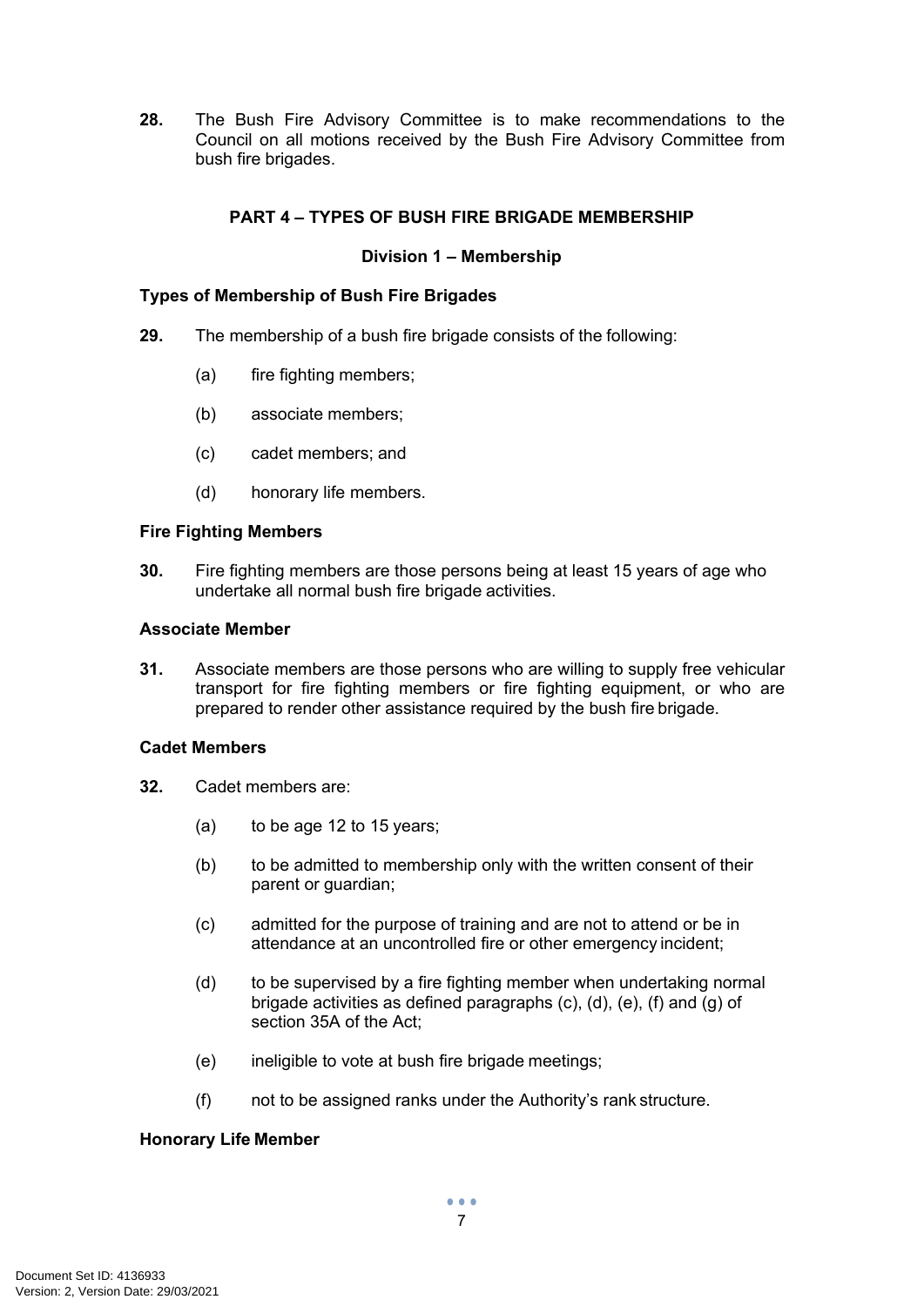**28.** The Bush Fire Advisory Committee is to make recommendations to the Council on all motions received by the Bush Fire Advisory Committee from bush fire brigades.

## PART 4 – TYPES OF BUSH FIRE BRIGADE MEMBERSHIP

### Division 1 – Membership

**Types of Membership of Bush Fire Brigades**

**29.** The membership of a bush fire brigade consists of the following:

(a) fire fighting members;

(b) associate members;

(c) cadet members; and

(d) honorary life members.

**Fire Fighting Members**

**30.** Fire fighting members are those persons being at least 15 years of age who undertake all normal bush fire brigade activities.

**Associate Member**

**31.** Associate members are those persons who are willing to supply free vehicular transport for fire fighting members or fire fighting equipment, or who are prepared to render other assistance required by the bush fire brigade.

**Cadet Members**

**32.** Cadet members are:

(a) to be age 12 to 15 years;

(b) to be admitted to membership only with the written consent of their parent or guardian;

(c) admitted for the purpose of training and are not to attend or be in attendance at an uncontrolled fire or other emergency incident;

(d) to be supervised by a fire fighting member when undertaking normal brigade activities as defined paragraphs (c), (d), (e), (f) and (g) of section 35A of the Act;

(e) ineligible to vote at bush fire brigade meetings;

(f) not to be assigned ranks under the Authority's rank structure.

**Honorary Life Member**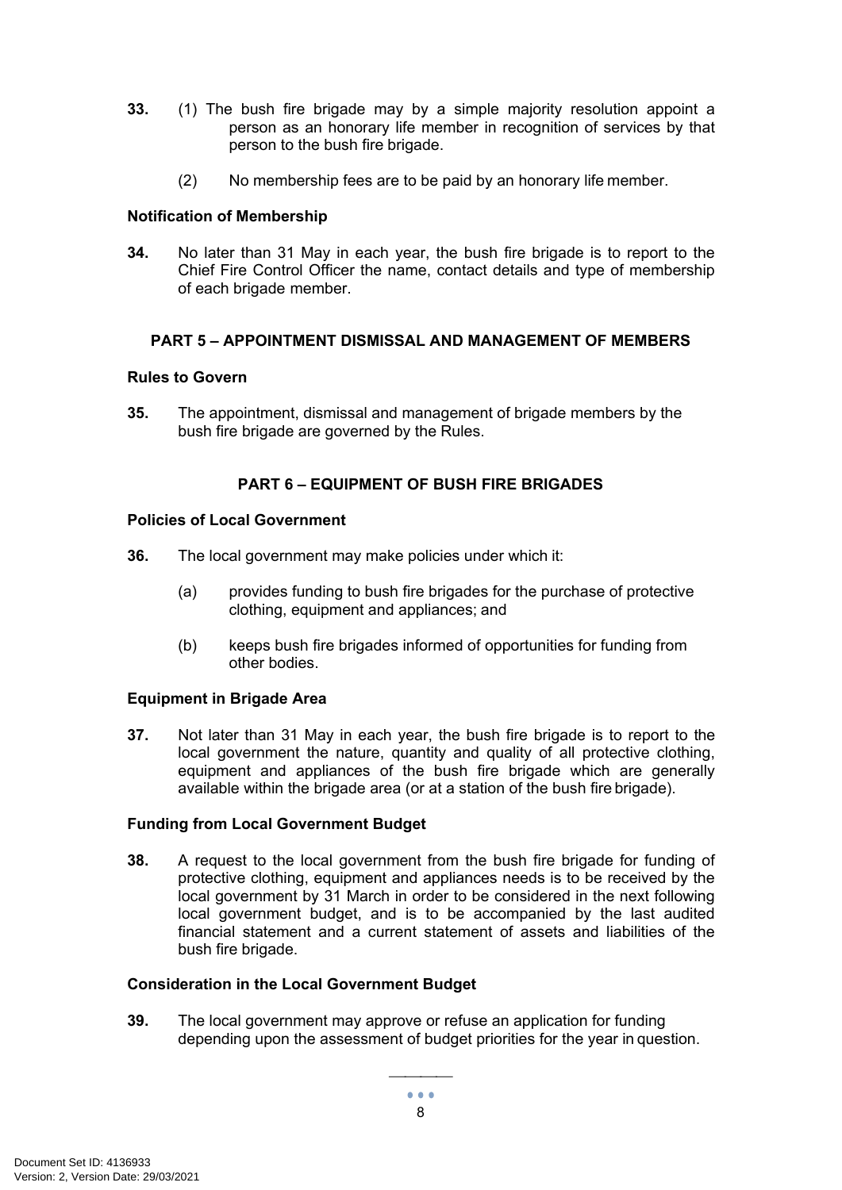**33.** (1) The bush fire brigade may by a simple majority resolution appoint a person as an honorary life member in recognition of services by that person to the bush fire brigade.

(2) No membership fees are to be paid by an honorary life member.

**Notification of Membership**

**34.** No later than 31 May in each year, the bush fire brigade is to report to the Chief Fire Control Officer the name, contact details and type of membership of each brigade member.

## PART 5 – APPOINTMENT DISMISSAL AND MANAGEMENT OF MEMBERS

**Rules to Govern**

**35.** The appointment, dismissal and management of brigade members by the bush fire brigade are governed by the Rules.

## PART 6 – EQUIPMENT OF BUSH FIRE BRIGADES

**Policies of Local Government**

**36.** The local government may make policies under which it:

(a) provides funding to bush fire brigades for the purchase of protective clothing, equipment and appliances; and

(b) keeps bush fire brigades informed of opportunities for funding from other bodies.

**Equipment in Brigade Area**

**37.** Not later than 31 May in each year, the bush fire brigade is to report to the local government the nature, quantity and quality of all protective clothing, equipment and appliances of the bush fire brigade which are generally available within the brigade area (or at a station of the bush fire brigade).

**Funding from Local Government Budget**

**38.** A request to the local government from the bush fire brigade for funding of protective clothing, equipment and appliances needs is to be received by the local government by 31 March in order to be considered in the next following local government budget, and is to be accompanied by the last audited financial statement and a current statement of assets and liabilities of the bush fire brigade.

**Consideration in the Local Government Budget**

**39.** The local government may approve or refuse an application for funding depending upon the assessment of budget priorities for the year in question.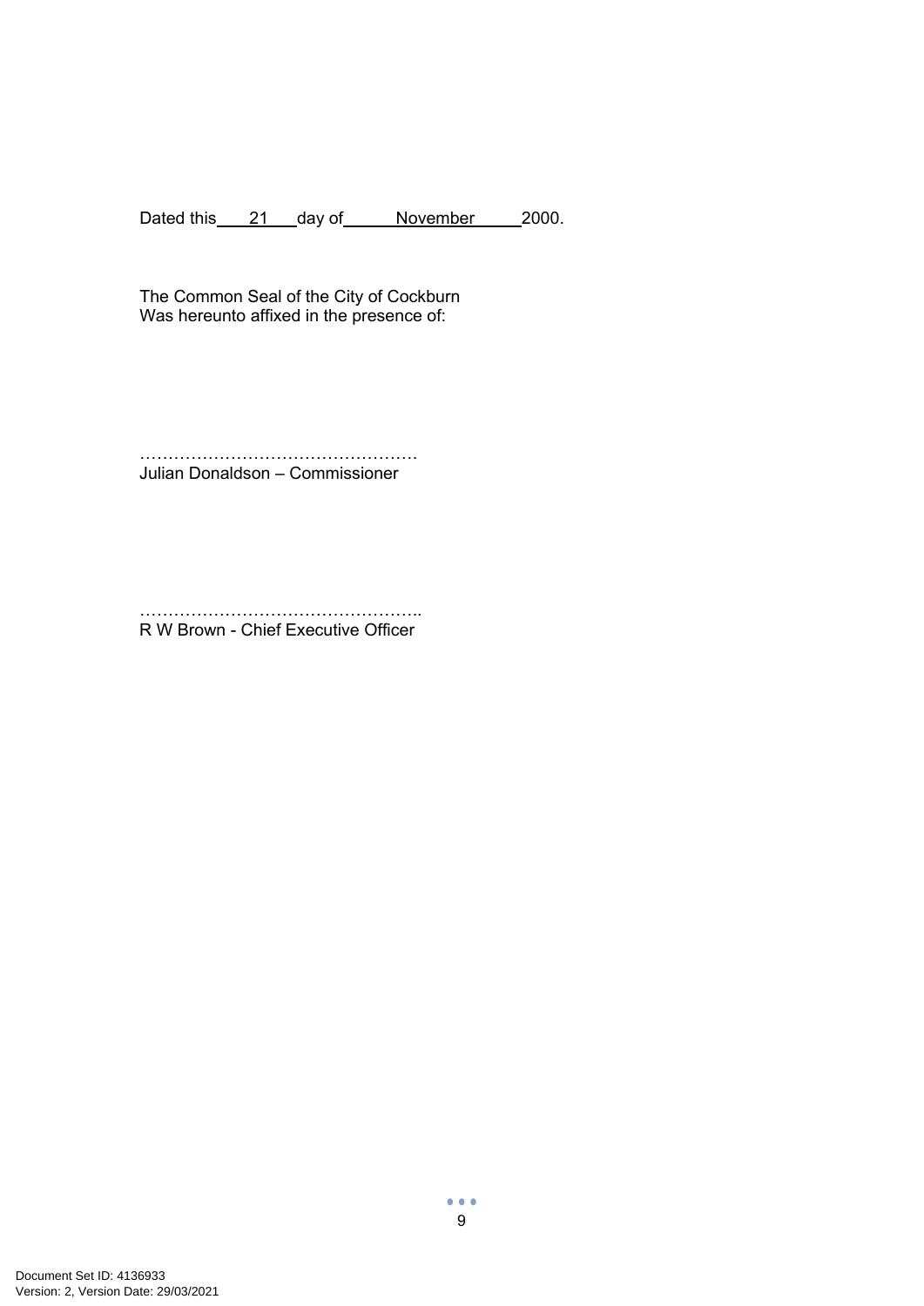Dated this 21 day of November 2000.

The Common Seal of the City of Cockburn
Was hereunto affixed in the presence of:

…………………………………………
Julian Donaldson – Commissioner

…………………………………………..
R W Brown - Chief Executive Officer

Document Set ID: 4136933
Version: 2, Version Date: 29/03/2021